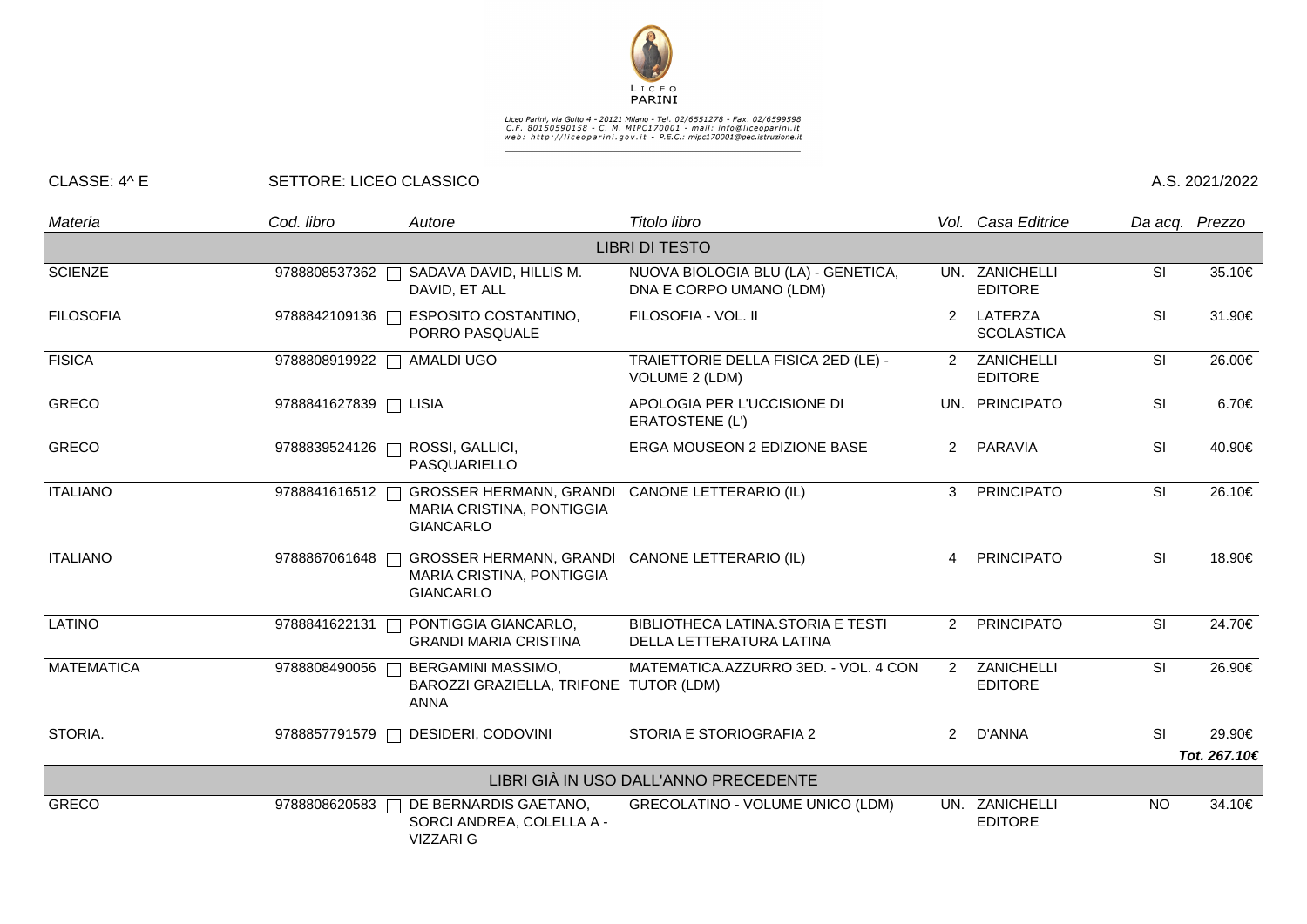LICEO PARINI

Liceo Parini, via Goito 4 - 20121 Milano - Tel. 02/6551278 - Fax. 02/6599598
C.F. 80150590158 - C. M. MIPC170001 - mail: info@liceoparini.it
web: http://liceoparini.gov.it - P.E.C.: mipc170001@pec.istruzione.it

CLASSE: 4^ E | SETTORE: LICEO CLASSICO | A.S. 2021/2022

| *Materia* | *Cod. libro* | *Autore* | *Titolo libro* | *Vol.* | *Casa Editrice* | *Da acq.* | *Prezzo* |
|---|---|---|---|---|---|---|---|
| | | | LIBRI DI TESTO | | | | |
| SCIENZE | 9788808537362 | SADAVA DAVID, HILLIS M. DAVID, ET ALL | NUOVA BIOLOGIA BLU (LA) - GENETICA, DNA E CORPO UMANO (LDM) | UN. | ZANICHELLI EDITORE | SI | 35.10€ |
| FILOSOFIA | 9788842109136 | ESPOSITO COSTANTINO, PORRO PASQUALE | FILOSOFIA - VOL. II | 2 | LATERZA SCOLASTICA | SI | 31.90€ |
| FISICA | 9788808919922 | AMALDI UGO | TRAIETTORIE DELLA FISICA 2ED (LE) - VOLUME 2 (LDM) | 2 | ZANICHELLI EDITORE | SI | 26.00€ |
| GRECO | 9788841627839 | LISIA | APOLOGIA PER L'UCCISIONE DI ERATOSTENE (L') | UN. | PRINCIPATO | SI | 6.70€ |
| GRECO | 9788839524126 | ROSSI, GALLICI, PASQUARIELLO | ERGA MOUSEON 2 EDIZIONE BASE | 2 | PARAVIA | SI | 40.90€ |
| ITALIANO | 9788841616512 | GROSSER HERMANN, GRANDI MARIA CRISTINA, PONTIGGIA GIANCARLO | CANONE LETTERARIO (IL) | 3 | PRINCIPATO | SI | 26.10€ |
| ITALIANO | 9788867061648 | GROSSER HERMANN, GRANDI MARIA CRISTINA, PONTIGGIA GIANCARLO | CANONE LETTERARIO (IL) | 4 | PRINCIPATO | SI | 18.90€ |
| LATINO | 9788841622131 | PONTIGGIA GIANCARLO, GRANDI MARIA CRISTINA | BIBLIOTHECA LATINA.STORIA E TESTI DELLA LETTERATURA LATINA | 2 | PRINCIPATO | SI | 24.70€ |
| MATEMATICA | 9788808490056 | BERGAMINI MASSIMO, BAROZZI GRAZIELLA, TRIFONE ANNA | MATEMATICA.AZZURRO 3ED. - VOL. 4 CON TUTOR (LDM) | 2 | ZANICHELLI EDITORE | SI | 26.90€ |
| STORIA. | 9788857791579 | DESIDERI, CODOVINI | STORIA E STORIOGRAFIA 2 | 2 | D'ANNA | SI | 29.90€ |
| | | | | | | | ***Tot. 267.10€*** |
| | | | LIBRI GIÀ IN USO DALL'ANNO PRECEDENTE | | | | |
| GRECO | 9788808620583 | DE BERNARDIS GAETANO, SORCI ANDREA, COLELLA A - VIZZARI G | GRECOLATINO - VOLUME UNICO (LDM) | UN. | ZANICHELLI EDITORE | NO | 34.10€ |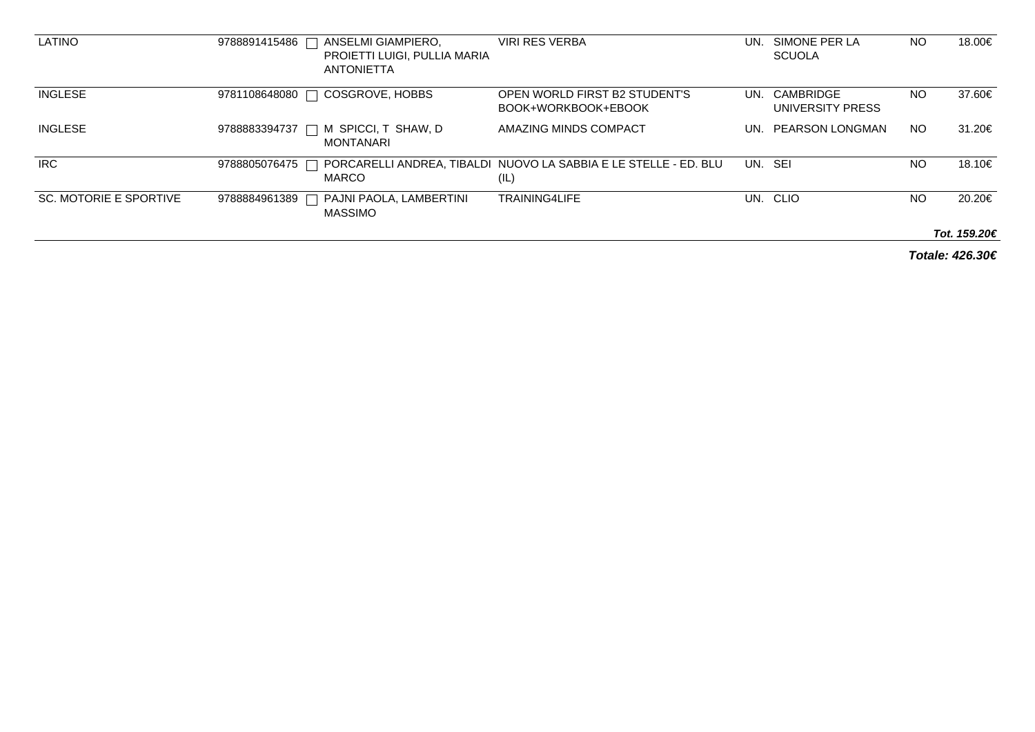| | | | | | | | |
|---|---|---|---|---|---|---|---|
| LATINO | 9788891415486 | ANSELMI GIAMPIERO, PROIETTI LUIGI, PULLIA MARIA ANTONIETTA | VIRI RES VERBA | UN. | SIMONE PER LA SCUOLA | NO | 18.00€ |
| INGLESE | 9781108648080 | COSGROVE, HOBBS | OPEN WORLD FIRST B2 STUDENT'S BOOK+WORKBOOK+EBOOK | UN. | CAMBRIDGE UNIVERSITY PRESS | NO | 37.60€ |
| INGLESE | 9788883394737 | M SPICCI, T SHAW, D MONTANARI | AMAZING MINDS COMPACT | UN. | PEARSON LONGMAN | NO | 31.20€ |
| IRC | 9788805076475 | PORCARELLI ANDREA, TIBALDI MARCO | NUOVO LA SABBIA E LE STELLE - ED. BLU (IL) | UN. | SEI | NO | 18.10€ |
| SC. MOTORIE E SPORTIVE | 9788884961389 | PAJNI PAOLA, LAMBERTINI MASSIMO | TRAINING4LIFE | UN. | CLIO | NO | 20.20€ |
| | | | | | | | ***Tot. 159.20€*** |

***Totale: 426.30€***